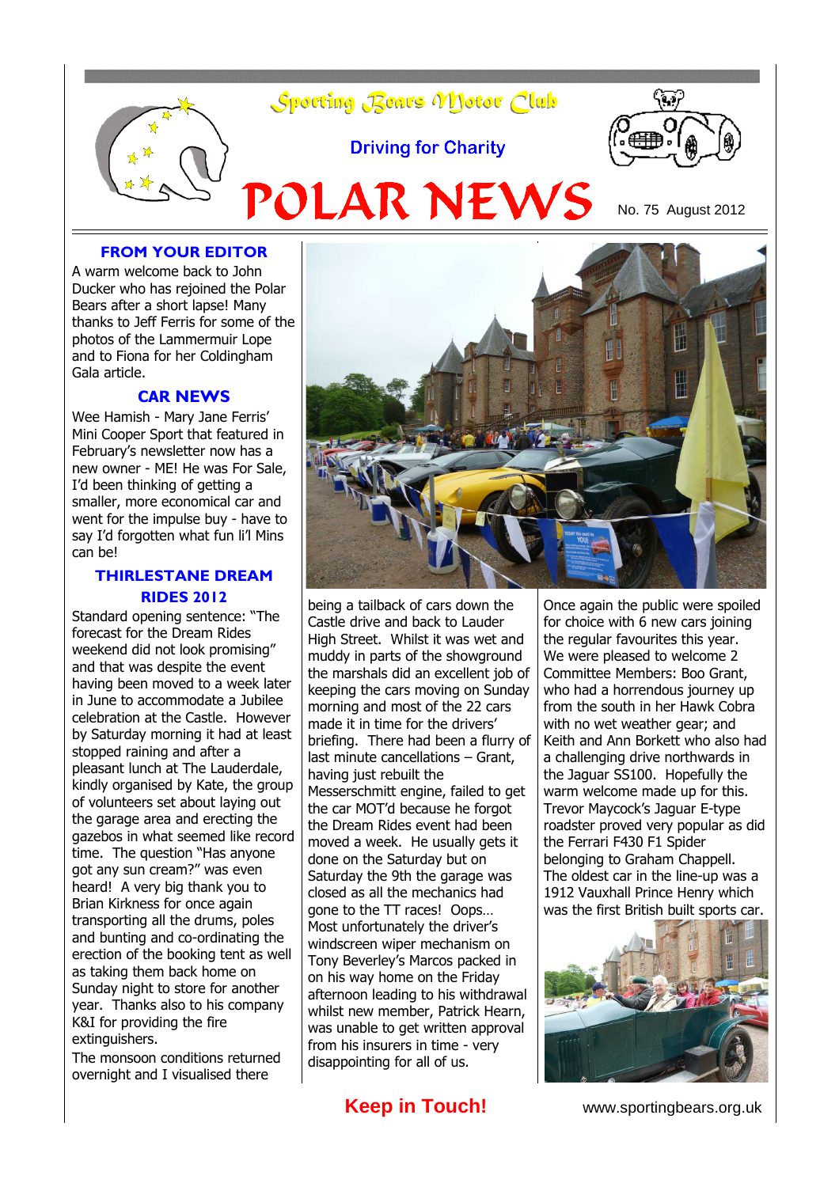# Sporting Bears Motor Club

Driving for Charity

# POLAR NEWS

No. 75 August 2012

## FROM YOUR EDITOR

A warm welcome back to John Ducker who has rejoined the Polar Bears after a short lapse! Many thanks to Jeff Ferris for some of the photos of the Lammermuir Lope and to Fiona for her Coldingham Gala article.

## CAR NEWS

Wee Hamish - Mary Jane Ferris' Mini Cooper Sport that featured in February's newsletter now has a new owner - ME! He was For Sale, I'd been thinking of getting a smaller, more economical car and went for the impulse buy - have to say I'd forgotten what fun li'l Mins can be!

## THIRLESTANE DREAM RIDES 2012

Standard opening sentence: "The forecast for the Dream Rides weekend did not look promising" and that was despite the event having been moved to a week later in June to accommodate a Jubilee celebration at the Castle. However by Saturday morning it had at least stopped raining and after a pleasant lunch at The Lauderdale, kindly organised by Kate, the group of volunteers set about laying out the garage area and erecting the gazebos in what seemed like record time. The question "Has anyone got any sun cream?" was even heard! A very big thank you to Brian Kirkness for once again transporting all the drums, poles and bunting and co-ordinating the erection of the booking tent as well as taking them back home on Sunday night to store for another year. Thanks also to his company K&I for providing the fire extinguishers.

The monsoon conditions returned overnight and I visualised there being a tailback of cars down the Castle drive and back to Lauder High Street. Whilst it was wet and muddy in parts of the showground the marshals did an excellent job of keeping the cars moving on Sunday morning and most of the 22 cars made it in time for the drivers' briefing. There had been a flurry of last minute cancellations – Grant, having just rebuilt the Messerschmitt engine, failed to get the car MOT'd because he forgot the Dream Rides event had been moved a week. He usually gets it done on the Saturday but on Saturday the 9th the garage was closed as all the mechanics had gone to the TT races! Oops… Most unfortunately the driver's windscreen wiper mechanism on Tony Beverley's Marcos packed in on his way home on the Friday afternoon leading to his withdrawal whilst new member, Patrick Hearn, was unable to get written approval from his insurers in time - very disappointing for all of us.

Once again the public were spoiled for choice with 6 new cars joining the regular favourites this year. We were pleased to welcome 2 Committee Members: Boo Grant, who had a horrendous journey up from the south in her Hawk Cobra with no wet weather gear; and Keith and Ann Borkett who also had a challenging drive northwards in the Jaguar SS100. Hopefully the warm welcome made up for this. Trevor Maycock's Jaguar E-type roadster proved very popular as did the Ferrari F430 F1 Spider belonging to Graham Chappell. The oldest car in the line-up was a 1912 Vauxhall Prince Henry which was the first British built sports car.

**Keep in Touch!**

www.sportingbears.org.uk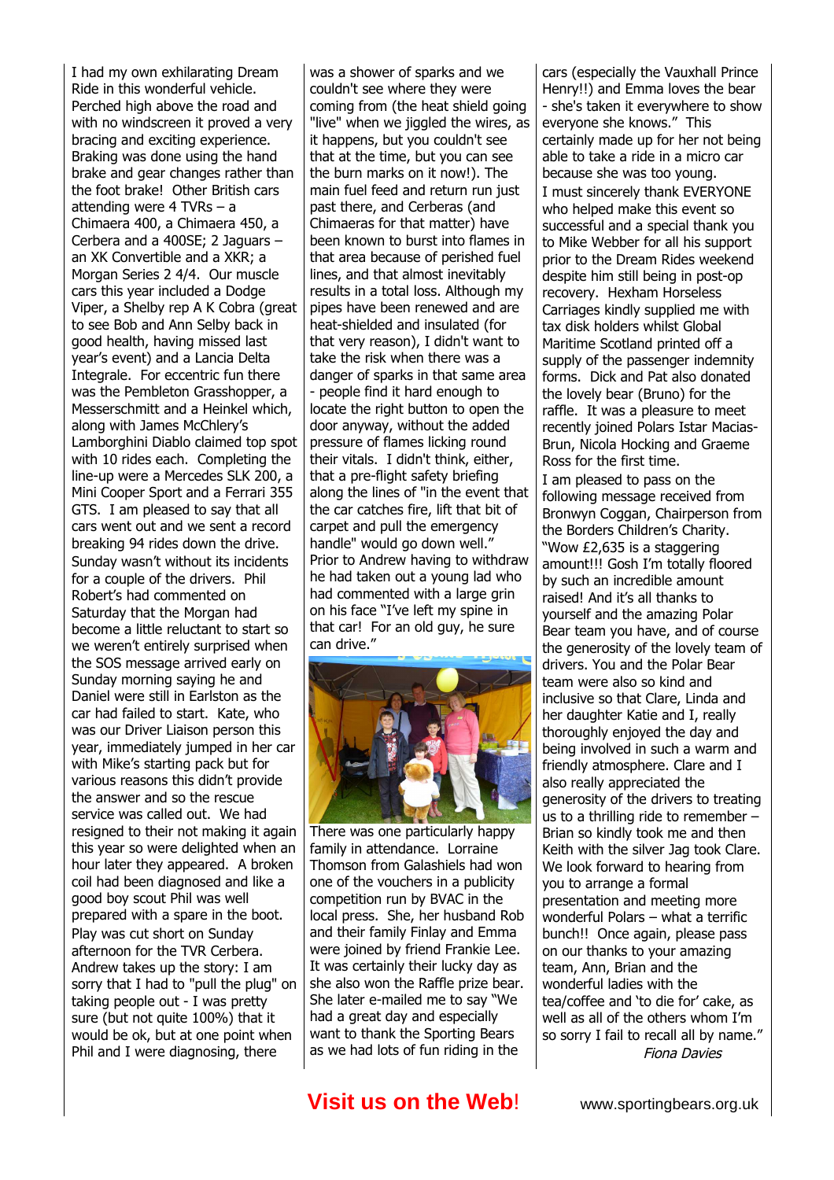I had my own exhilarating Dream Ride in this wonderful vehicle. Perched high above the road and with no windscreen it proved a very bracing and exciting experience. Braking was done using the hand brake and gear changes rather than the foot brake! Other British cars attending were 4 TVRs – a Chimaera 400, a Chimaera 450, a Cerbera and a 400SE; 2 Jaguars – an XK Convertible and a XKR; a Morgan Series 2 4/4. Our muscle cars this year included a Dodge Viper, a Shelby rep A K Cobra (great to see Bob and Ann Selby back in good health, having missed last year's event) and a Lancia Delta Integrale. For eccentric fun there was the Pembleton Grasshopper, a Messerschmitt and a Heinkel which, along with James McChlery's Lamborghini Diablo claimed top spot with 10 rides each. Completing the line-up were a Mercedes SLK 200, a Mini Cooper Sport and a Ferrari 355 GTS. I am pleased to say that all cars went out and we sent a record breaking 94 rides down the drive.

Sunday wasn't without its incidents for a couple of the drivers. Phil Robert's had commented on Saturday that the Morgan had become a little reluctant to start so we weren't entirely surprised when the SOS message arrived early on Sunday morning saying he and Daniel were still in Earlston as the car had failed to start. Kate, who was our Driver Liaison person this year, immediately jumped in her car with Mike's starting pack but for various reasons this didn't provide the answer and so the rescue service was called out. We had resigned to their not making it again this year so were delighted when an hour later they appeared. A broken coil had been diagnosed and like a good boy scout Phil was well prepared with a spare in the boot.

Play was cut short on Sunday afternoon for the TVR Cerbera. Andrew takes up the story: I am sorry that I had to "pull the plug" on taking people out - I was pretty sure (but not quite 100%) that it would be ok, but at one point when Phil and I were diagnosing, there was a shower of sparks and we couldn't see where they were coming from (the heat shield going "live" when we jiggled the wires, as it happens, but you couldn't see that at the time, but you can see the burn marks on it now!). The main fuel feed and return run just past there, and Cerberas (and Chimaeras for that matter) have been known to burst into flames in that area because of perished fuel lines, and that almost inevitably results in a total loss. Although my pipes have been renewed and are heat-shielded and insulated (for that very reason), I didn't want to take the risk when there was a danger of sparks in that same area - people find it hard enough to locate the right button to open the door anyway, without the added pressure of flames licking round their vitals. I didn't think, either, that a pre-flight safety briefing along the lines of "in the event that the car catches fire, lift that bit of carpet and pull the emergency handle" would go down well."

Prior to Andrew having to withdraw he had taken out a young lad who had commented with a large grin on his face "I've left my spine in that car! For an old guy, he sure can drive."

There was one particularly happy family in attendance. Lorraine Thomson from Galashiels had won one of the vouchers in a publicity competition run by BVAC in the local press. She, her husband Rob and their family Finlay and Emma were joined by friend Frankie Lee. It was certainly their lucky day as she also won the Raffle prize bear. She later e-mailed me to say "We had a great day and especially want to thank the Sporting Bears as we had lots of fun riding in the cars (especially the Vauxhall Prince Henry!!) and Emma loves the bear - she's taken it everywhere to show everyone she knows." This certainly made up for her not being able to take a ride in a micro car because she was too young.

I must sincerely thank EVERYONE who helped make this event so successful and a special thank you to Mike Webber for all his support prior to the Dream Rides weekend despite him still being in post-op recovery. Hexham Horseless Carriages kindly supplied me with tax disk holders whilst Global Maritime Scotland printed off a supply of the passenger indemnity forms. Dick and Pat also donated the lovely bear (Bruno) for the raffle. It was a pleasure to meet recently joined Polars Istar Macias-Brun, Nicola Hocking and Graeme Ross for the first time.

I am pleased to pass on the following message received from Bronwyn Coggan, Chairperson from the Borders Children's Charity. "Wow £2,635 is a staggering amount!!! Gosh I'm totally floored by such an incredible amount raised! And it's all thanks to yourself and the amazing Polar Bear team you have, and of course the generosity of the lovely team of drivers. You and the Polar Bear team were also so kind and inclusive so that Clare, Linda and her daughter Katie and I, really thoroughly enjoyed the day and being involved in such a warm and friendly atmosphere. Clare and I also really appreciated the generosity of the drivers to treating us to a thrilling ride to remember – Brian so kindly took me and then Keith with the silver Jag took Clare. We look forward to hearing from you to arrange a formal presentation and meeting more wonderful Polars – what a terrific bunch!! Once again, please pass on our thanks to your amazing team, Ann, Brian and the wonderful ladies with the tea/coffee and 'to die for' cake, as well as all of the others whom I'm so sorry I fail to recall all by name."

*Fiona Davies*

**Visit us on the Web!** www.sportingbears.org.uk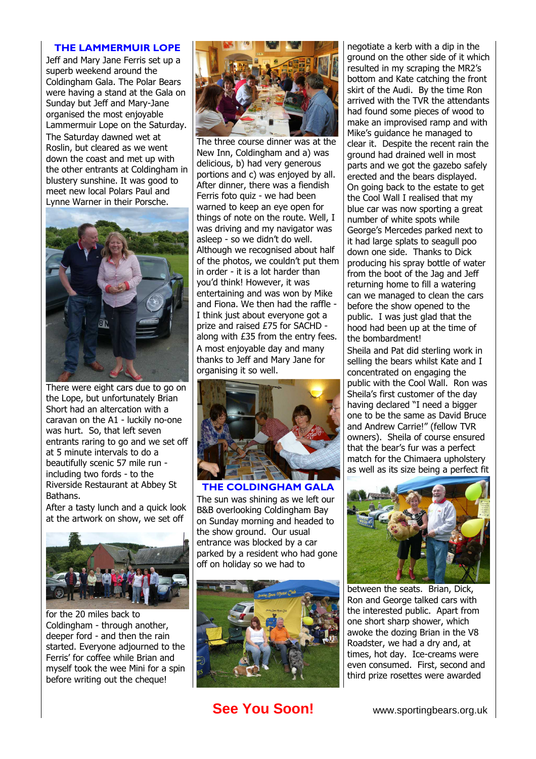## THE LAMMERMUIR LOPE

Jeff and Mary Jane Ferris set up a superb weekend around the Coldingham Gala. The Polar Bears were having a stand at the Gala on Sunday but Jeff and Mary-Jane organised the most enjoyable Lammermuir Lope on the Saturday.

The Saturday dawned wet at Roslin, but cleared as we went down the coast and met up with the other entrants at Coldingham in blustery sunshine. It was good to meet new local Polars Paul and Lynne Warner in their Porsche.

There were eight cars due to go on the Lope, but unfortunately Brian Short had an altercation with a caravan on the A1 - luckily no-one was hurt. So, that left seven entrants raring to go and we set off at 5 minute intervals to do a beautifully scenic 57 mile run - including two fords - to the Riverside Restaurant at Abbey St Bathans.

After a tasty lunch and a quick look at the artwork on show, we set off for the 20 miles back to Coldingham - through another, deeper ford - and then the rain started. Everyone adjourned to the Ferris' for coffee while Brian and myself took the wee Mini for a spin before writing out the cheque!

The three course dinner was at the New Inn, Coldingham and a) was delicious, b) had very generous portions and c) was enjoyed by all. After dinner, there was a fiendish Ferris foto quiz - we had been warned to keep an eye open for things of note on the route. Well, I was driving and my navigator was asleep - so we didn't do well. Although we recognised about half of the photos, we couldn't put them in order - it is a lot harder than you'd think! However, it was entertaining and was won by Mike and Fiona. We then had the raffle - I think just about everyone got a prize and raised £75 for SACHD - along with £35 from the entry fees.

A most enjoyable day and many thanks to Jeff and Mary Jane for organising it so well.

## THE COLDINGHAM GALA

The sun was shining as we left our B&B overlooking Coldingham Bay on Sunday morning and headed to the show ground. Our usual entrance was blocked by a car parked by a resident who had gone off on holiday so we had to negotiate a kerb with a dip in the ground on the other side of it which resulted in my scraping the MR2's bottom and Kate catching the front skirt of the Audi. By the time Ron arrived with the TVR the attendants had found some pieces of wood to make an improvised ramp and with Mike's guidance he managed to clear it. Despite the recent rain the ground had drained well in most parts and we got the gazebo safely erected and the bears displayed. On going back to the estate to get the Cool Wall I realised that my blue car was now sporting a great number of white spots while George's Mercedes parked next to it had large splats to seagull poo down one side. Thanks to Dick producing his spray bottle of water from the boot of the Jag and Jeff returning home to fill a watering can we managed to clean the cars before the show opened to the public. I was just glad that the hood had been up at the time of the bombardment!

Sheila and Pat did sterling work in selling the bears whilst Kate and I concentrated on engaging the public with the Cool Wall. Ron was Sheila's first customer of the day having declared "I need a bigger one to be the same as David Bruce and Andrew Carrie!" (fellow TVR owners). Sheila of course ensured that the bear's fur was a perfect match for the Chimaera upholstery as well as its size being a perfect fit between the seats. Brian, Dick, Ron and George talked cars with the interested public. Apart from one short sharp shower, which awoke the dozing Brian in the V8 Roadster, we had a dry and, at times, hot day. Ice-creams were even consumed. First, second and third prize rosettes were awarded

**See You Soon!**

www.sportingbears.org.uk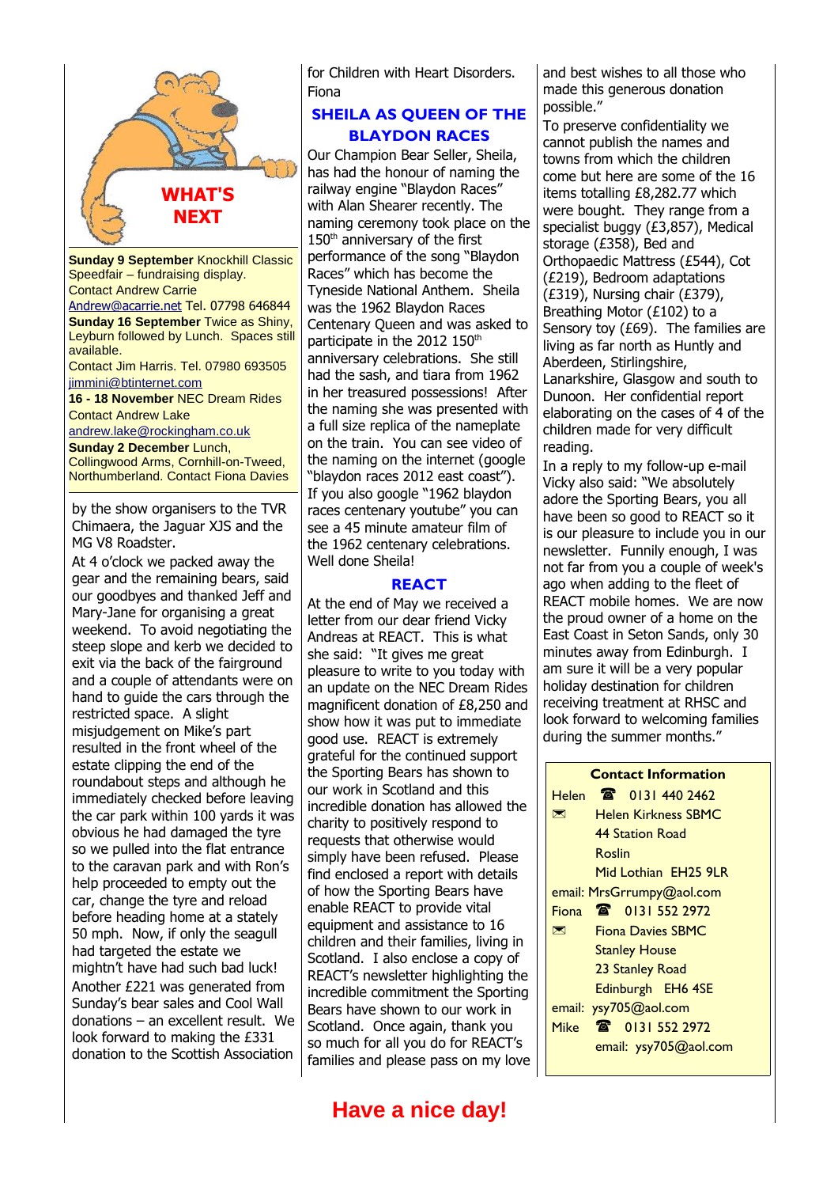## WHAT'S NEXT

**Sunday 9 September** Knockhill Classic Speedfair – fundraising display. Contact Andrew Carrie Andrew@acarrie.net Tel. 07798 646844

**Sunday 16 September** Twice as Shiny, Leyburn followed by Lunch. Spaces still available.
Contact Jim Harris. Tel. 07980 693505 jimmini@btinternet.com

**16 - 18 November** NEC Dream Rides
Contact Andrew Lake andrew.lake@rockingham.co.uk

**Sunday 2 December** Lunch, Collingwood Arms, Cornhill-on-Tweed, Northumberland. Contact Fiona Davies

by the show organisers to the TVR Chimaera, the Jaguar XJS and the MG V8 Roadster.

At 4 o'clock we packed away the gear and the remaining bears, said our goodbyes and thanked Jeff and Mary-Jane for organising a great weekend. To avoid negotiating the steep slope and kerb we decided to exit via the back of the fairground and a couple of attendants were on hand to guide the cars through the restricted space. A slight misjudgement on Mike's part resulted in the front wheel of the estate clipping the end of the roundabout steps and although he immediately checked before leaving the car park within 100 yards it was obvious he had damaged the tyre so we pulled into the flat entrance to the caravan park and with Ron's help proceeded to empty out the car, change the tyre and reload before heading home at a stately 50 mph. Now, if only the seagull had targeted the estate we mightn't have had such bad luck!

Another £221 was generated from Sunday's bear sales and Cool Wall donations – an excellent result. We look forward to making the £331 donation to the Scottish Association for Children with Heart Disorders.

Fiona

## SHEILA AS QUEEN OF THE BLAYDON RACES

Our Champion Bear Seller, Sheila, has had the honour of naming the railway engine "Blaydon Races" with Alan Shearer recently. The naming ceremony took place on the 150th anniversary of the first performance of the song "Blaydon Races" which has become the Tyneside National Anthem. Sheila was the 1962 Blaydon Races Centenary Queen and was asked to participate in the 2012 150th anniversary celebrations. She still had the sash, and tiara from 1962 in her treasured possessions! After the naming she was presented with a full size replica of the nameplate on the train. You can see video of the naming on the internet (google "blaydon races 2012 east coast"). If you also google "1962 blaydon races centenary youtube" you can see a 45 minute amateur film of the 1962 centenary celebrations. Well done Sheila!

## REACT

At the end of May we received a letter from our dear friend Vicky Andreas at REACT. This is what she said: "It gives me great pleasure to write to you today with an update on the NEC Dream Rides magnificent donation of £8,250 and show how it was put to immediate good use. REACT is extremely grateful for the continued support the Sporting Bears has shown to our work in Scotland and this incredible donation has allowed the charity to positively respond to requests that otherwise would simply have been refused. Please find enclosed a report with details of how the Sporting Bears have enable REACT to provide vital equipment and assistance to 16 children and their families, living in Scotland. I also enclose a copy of REACT's newsletter highlighting the incredible commitment the Sporting Bears have shown to our work in Scotland. Once again, thank you so much for all you do for REACT's families and please pass on my love and best wishes to all those who made this generous donation possible."

To preserve confidentiality we cannot publish the names and towns from which the children come but here are some of the 16 items totalling £8,282.77 which were bought. They range from a specialist buggy (£3,857), Medical storage (£358), Bed and Orthopaedic Mattress (£544), Cot (£219), Bedroom adaptations (£319), Nursing chair (£379), Breathing Motor (£102) to a Sensory toy (£69). The families are living as far north as Huntly and Aberdeen, Stirlingshire, Lanarkshire, Glasgow and south to Dunoon. Her confidential report elaborating on the cases of 4 of the children made for very difficult reading.

In a reply to my follow-up e-mail Vicky also said: "We absolutely adore the Sporting Bears, you all have been so good to REACT so it is our pleasure to include you in our newsletter. Funnily enough, I was not far from you a couple of week's ago when adding to the fleet of REACT mobile homes. We are now the proud owner of a home on the East Coast in Seton Sands, only 30 minutes away from Edinburgh. I am sure it will be a very popular holiday destination for children receiving treatment at RHSC and look forward to welcoming families during the summer months."

**Contact Information**

Helen ☎ 0131 440 2462
✉ Helen Kirkness SBMC
44 Station Road
Roslin
Mid Lothian EH25 9LR
email: MrsGrrumpy@aol.com

Fiona ☎ 0131 552 2972
✉ Fiona Davies SBMC
Stanley House
23 Stanley Road
Edinburgh EH6 4SE
email: ysy705@aol.com

Mike ☎ 0131 552 2972
email: ysy705@aol.com

**Have a nice day!**